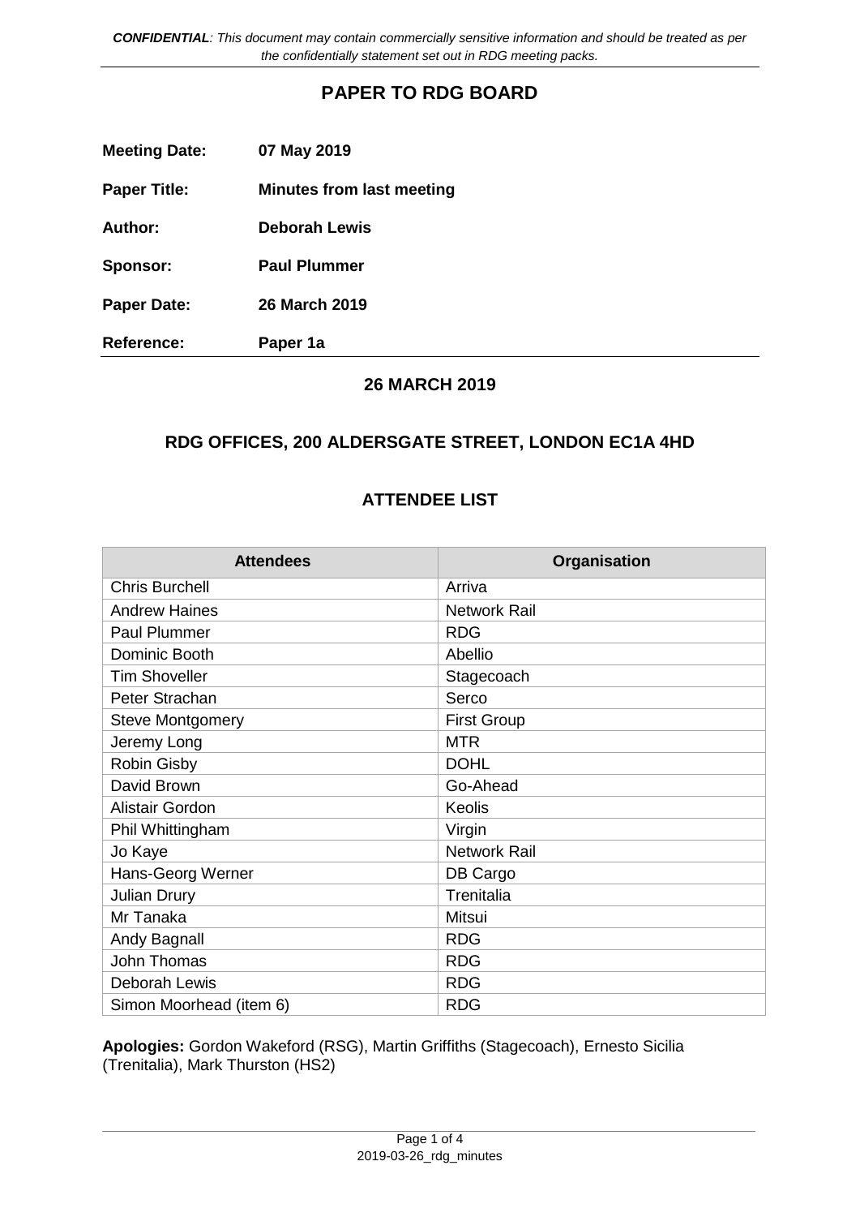*CONFIDENTIAL: This document may contain commercially sensitive information and should be treated as per the confidentially statement set out in RDG meeting packs.*

# PAPER TO RDG BOARD

**Meeting Date:** **07 May 2019**

**Paper Title:** **Minutes from last meeting**

**Author:** **Deborah Lewis**

**Sponsor:** **Paul Plummer**

**Paper Date:** **26 March 2019**

**Reference:** **Paper 1a**

## 26 MARCH 2019

## RDG OFFICES, 200 ALDERSGATE STREET, LONDON EC1A 4HD

## ATTENDEE LIST

| Attendees | Organisation |
| --- | --- |
| Chris Burchell | Arriva |
| Andrew Haines | Network Rail |
| Paul Plummer | RDG |
| Dominic Booth | Abellio |
| Tim Shoveller | Stagecoach |
| Peter Strachan | Serco |
| Steve Montgomery | First Group |
| Jeremy Long | MTR |
| Robin Gisby | DOHL |
| David Brown | Go-Ahead |
| Alistair Gordon | Keolis |
| Phil Whittingham | Virgin |
| Jo Kaye | Network Rail |
| Hans-Georg Werner | DB Cargo |
| Julian Drury | Trenitalia |
| Mr Tanaka | Mitsui |
| Andy Bagnall | RDG |
| John Thomas | RDG |
| Deborah Lewis | RDG |
| Simon Moorhead (item 6) | RDG |

**Apologies:** Gordon Wakeford (RSG), Martin Griffiths (Stagecoach), Ernesto Sicilia (Trenitalia), Mark Thurston (HS2)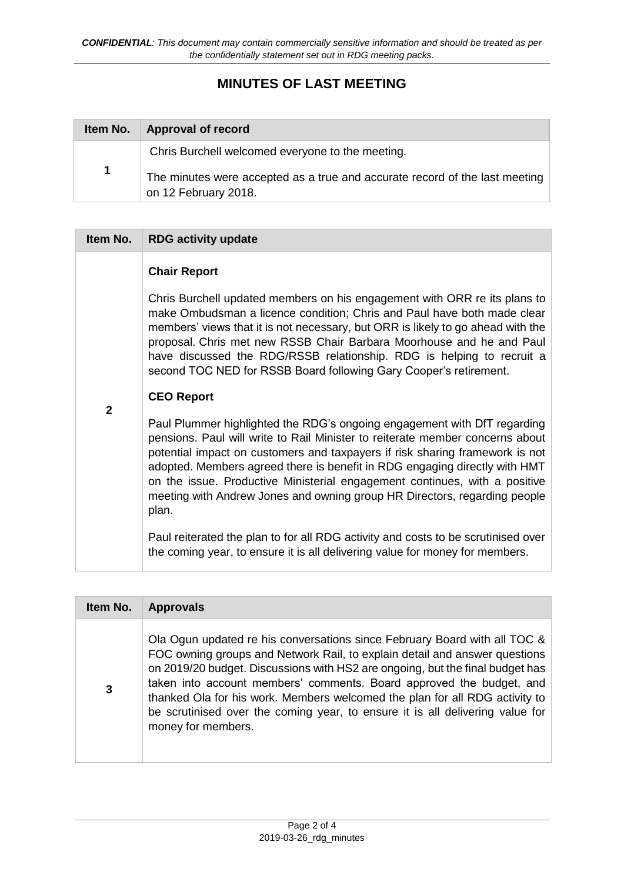# MINUTES OF LAST MEETING

| Item No. | Approval of record |
|---|---|
| 1 | Chris Burchell welcomed everyone to the meeting.<br><br>The minutes were accepted as a true and accurate record of the last meeting on 12 February 2018. |

| Item No. | RDG activity update |
|---|---|
| 2 | **Chair Report**<br><br>Chris Burchell updated members on his engagement with ORR re its plans to make Ombudsman a licence condition; Chris and Paul have both made clear members' views that it is not necessary, but ORR is likely to go ahead with the proposal. Chris met new RSSB Chair Barbara Moorhouse and he and Paul have discussed the RDG/RSSB relationship. RDG is helping to recruit a second TOC NED for RSSB Board following Gary Cooper's retirement.<br><br>**CEO Report**<br><br>Paul Plummer highlighted the RDG's ongoing engagement with DfT regarding pensions. Paul will write to Rail Minister to reiterate member concerns about potential impact on customers and taxpayers if risk sharing framework is not adopted. Members agreed there is benefit in RDG engaging directly with HMT on the issue. Productive Ministerial engagement continues, with a positive meeting with Andrew Jones and owning group HR Directors, regarding people plan.<br><br>Paul reiterated the plan to for all RDG activity and costs to be scrutinised over the coming year, to ensure it is all delivering value for money for members. |

| Item No. | Approvals |
|---|---|
| 3 | Ola Ogun updated re his conversations since February Board with all TOC & FOC owning groups and Network Rail, to explain detail and answer questions on 2019/20 budget. Discussions with HS2 are ongoing, but the final budget has taken into account members' comments. Board approved the budget, and thanked Ola for his work. Members welcomed the plan for all RDG activity to be scrutinised over the coming year, to ensure it is all delivering value for money for members. |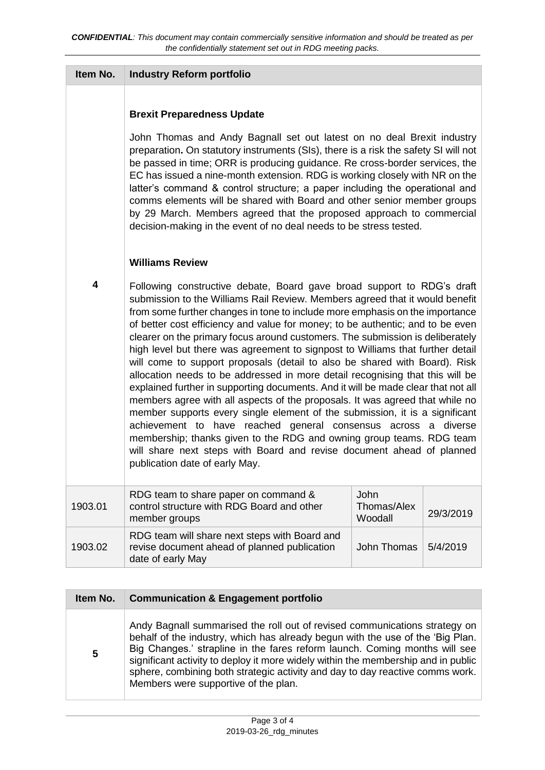*CONFIDENTIAL: This document may contain commercially sensitive information and should be treated as per the confidentially statement set out in RDG meeting packs.*

| Item No. | Industry Reform portfolio | | |
|---|---|---|---|
| 4 | **Brexit Preparedness Update**<br><br>John Thomas and Andy Bagnall set out latest on no deal Brexit industry preparation**.** On statutory instruments (SIs), there is a risk the safety SI will not be passed in time; ORR is producing guidance. Re cross-border services, the EC has issued a nine-month extension. RDG is working closely with NR on the latter's command & control structure; a paper including the operational and comms elements will be shared with Board and other senior member groups by 29 March. Members agreed that the proposed approach to commercial decision-making in the event of no deal needs to be stress tested.<br><br>**Williams Review**<br><br>Following constructive debate, Board gave broad support to RDG's draft submission to the Williams Rail Review. Members agreed that it would benefit from some further changes in tone to include more emphasis on the importance of better cost efficiency and value for money; to be authentic; and to be even clearer on the primary focus around customers. The submission is deliberately high level but there was agreement to signpost to Williams that further detail will come to support proposals (detail to also be shared with Board). Risk allocation needs to be addressed in more detail recognising that this will be explained further in supporting documents. And it will be made clear that not all members agree with all aspects of the proposals. It was agreed that while no member supports every single element of the submission, it is a significant achievement to have reached general consensus across a diverse membership; thanks given to the RDG and owning group teams. RDG team will share next steps with Board and revise document ahead of planned publication date of early May. | | |
| 1903.01 | RDG team to share paper on command & control structure with RDG Board and other member groups | John Thomas/Alex Woodall | 29/3/2019 |
| 1903.02 | RDG team will share next steps with Board and revise document ahead of planned publication date of early May | John Thomas | 5/4/2019 |

| Item No. | Communication & Engagement portfolio |
|---|---|
| 5 | Andy Bagnall summarised the roll out of revised communications strategy on behalf of the industry, which has already begun with the use of the 'Big Plan. Big Changes.' strapline in the fares reform launch. Coming months will see significant activity to deploy it more widely within the membership and in public sphere, combining both strategic activity and day to day reactive comms work. Members were supportive of the plan. |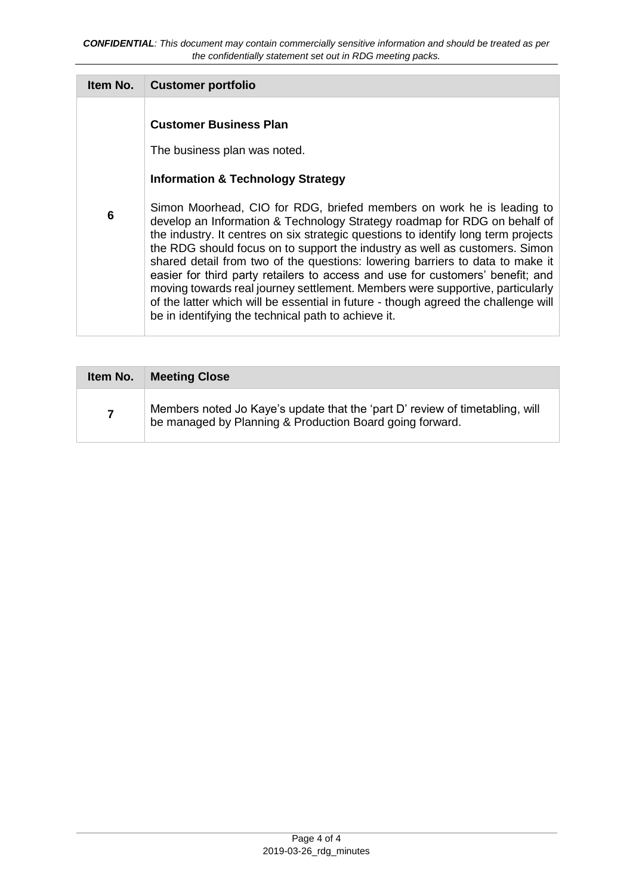| Item No. | Customer portfolio |
|---|---|
| 6 | **Customer Business Plan**<br><br>The business plan was noted.<br><br>**Information & Technology Strategy**<br><br>Simon Moorhead, CIO for RDG, briefed members on work he is leading to develop an Information & Technology Strategy roadmap for RDG on behalf of the industry. It centres on six strategic questions to identify long term projects the RDG should focus on to support the industry as well as customers. Simon shared detail from two of the questions: lowering barriers to data to make it easier for third party retailers to access and use for customers' benefit; and moving towards real journey settlement. Members were supportive, particularly of the latter which will be essential in future - though agreed the challenge will be in identifying the technical path to achieve it. |

| Item No. | Meeting Close |
|---|---|
| 7 | Members noted Jo Kaye's update that the 'part D' review of timetabling, will be managed by Planning & Production Board going forward. |